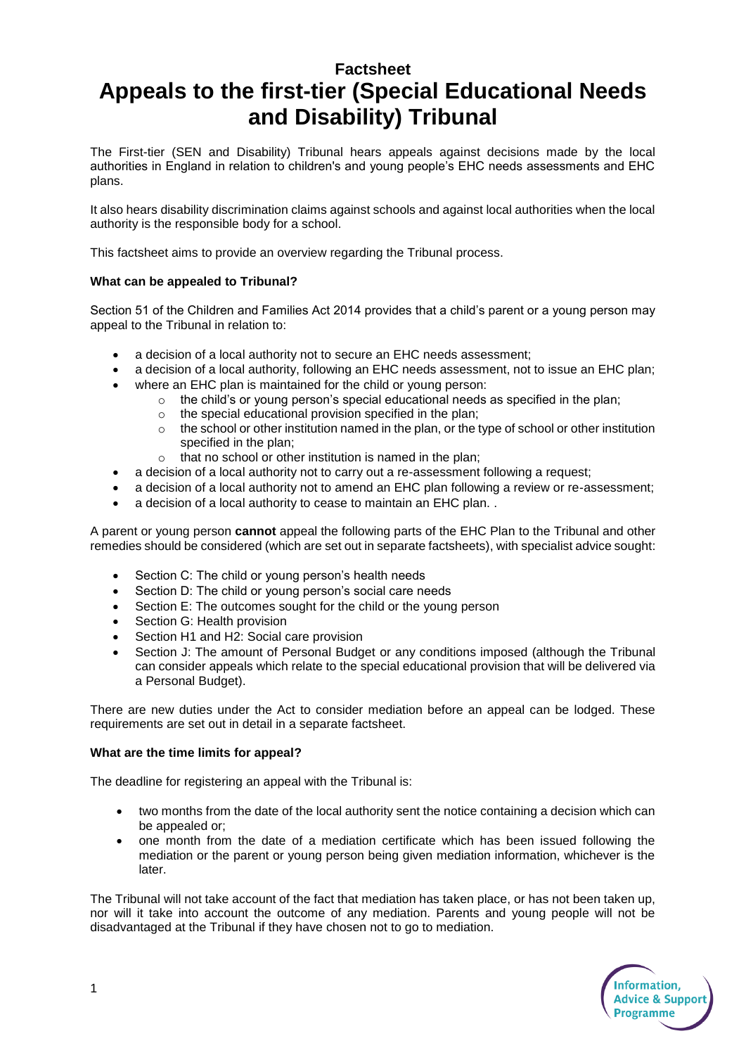**Factsheet**

# Appeals to the first-tier (Special Educational Needs and Disability) Tribunal

The First-tier (SEN and Disability) Tribunal hears appeals against decisions made by the local authorities in England in relation to children's and young people's EHC needs assessments and EHC plans.

It also hears disability discrimination claims against schools and against local authorities when the local authority is the responsible body for a school.

This factsheet aims to provide an overview regarding the Tribunal process.

**What can be appealed to Tribunal?**

Section 51 of the Children and Families Act 2014 provides that a child's parent or a young person may appeal to the Tribunal in relation to:

- a decision of a local authority not to secure an EHC needs assessment;
- a decision of a local authority, following an EHC needs assessment, not to issue an EHC plan;
- where an EHC plan is maintained for the child or young person:
  - the child's or young person's special educational needs as specified in the plan;
  - the special educational provision specified in the plan;
  - the school or other institution named in the plan, or the type of school or other institution specified in the plan;
  - that no school or other institution is named in the plan;
- a decision of a local authority not to carry out a re-assessment following a request;
- a decision of a local authority not to amend an EHC plan following a review or re-assessment;
- a decision of a local authority to cease to maintain an EHC plan. .

A parent or young person **cannot** appeal the following parts of the EHC Plan to the Tribunal and other remedies should be considered (which are set out in separate factsheets), with specialist advice sought:

- Section C: The child or young person's health needs
- Section D: The child or young person's social care needs
- Section E: The outcomes sought for the child or the young person
- Section G: Health provision
- Section H1 and H2: Social care provision
- Section J: The amount of Personal Budget or any conditions imposed (although the Tribunal can consider appeals which relate to the special educational provision that will be delivered via a Personal Budget).

There are new duties under the Act to consider mediation before an appeal can be lodged. These requirements are set out in detail in a separate factsheet.

**What are the time limits for appeal?**

The deadline for registering an appeal with the Tribunal is:

- two months from the date of the local authority sent the notice containing a decision which can be appealed or;
- one month from the date of a mediation certificate which has been issued following the mediation or the parent or young person being given mediation information, whichever is the later.

The Tribunal will not take account of the fact that mediation has taken place, or has not been taken up, nor will it take into account the outcome of any mediation. Parents and young people will not be disadvantaged at the Tribunal if they have chosen not to go to mediation.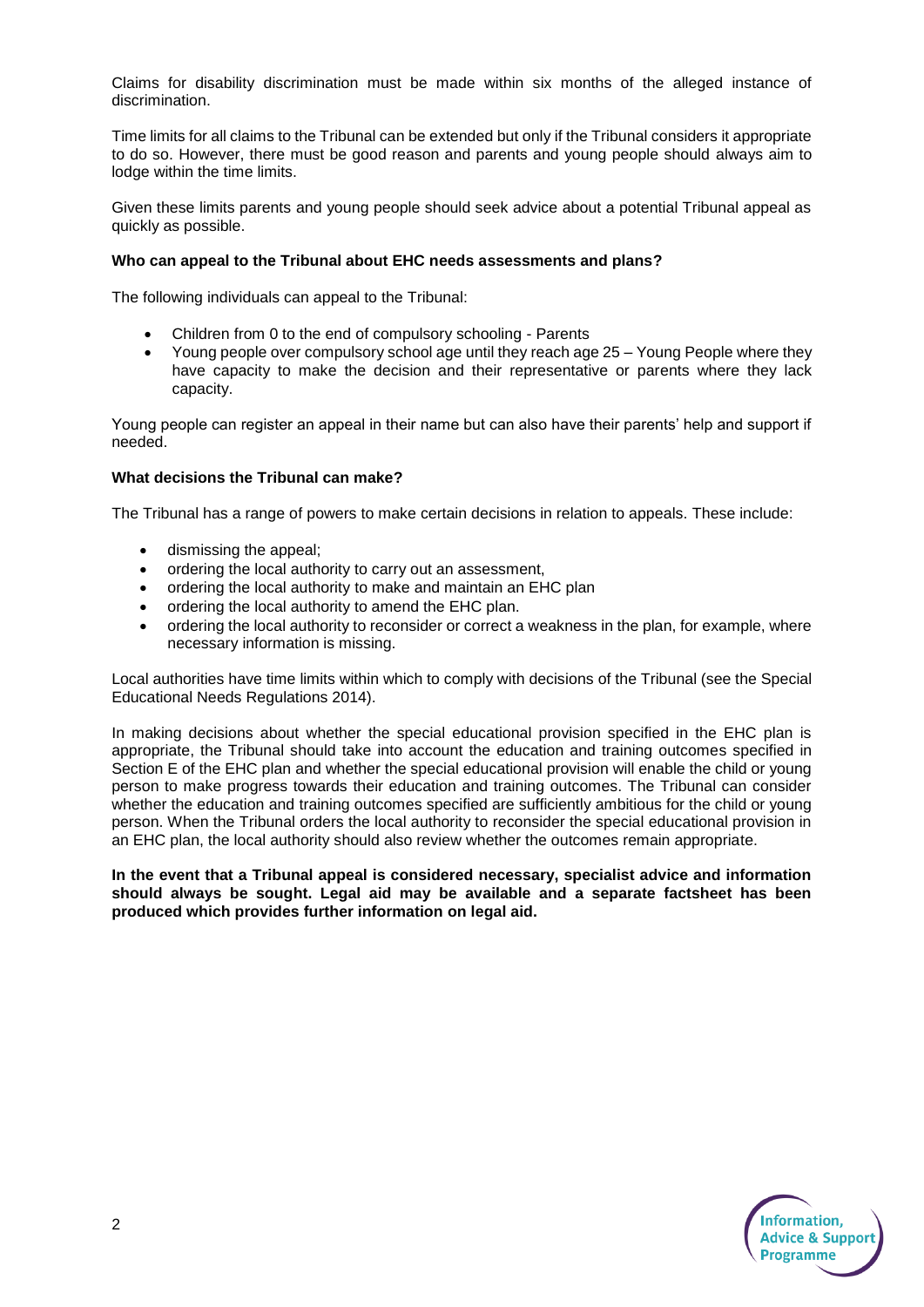Claims for disability discrimination must be made within six months of the alleged instance of discrimination.

Time limits for all claims to the Tribunal can be extended but only if the Tribunal considers it appropriate to do so. However, there must be good reason and parents and young people should always aim to lodge within the time limits.

Given these limits parents and young people should seek advice about a potential Tribunal appeal as quickly as possible.

**Who can appeal to the Tribunal about EHC needs assessments and plans?**

The following individuals can appeal to the Tribunal:

- Children from 0 to the end of compulsory schooling - Parents
- Young people over compulsory school age until they reach age 25 – Young People where they have capacity to make the decision and their representative or parents where they lack capacity.

Young people can register an appeal in their name but can also have their parents' help and support if needed.

**What decisions the Tribunal can make?**

The Tribunal has a range of powers to make certain decisions in relation to appeals. These include:

- dismissing the appeal;
- ordering the local authority to carry out an assessment,
- ordering the local authority to make and maintain an EHC plan
- ordering the local authority to amend the EHC plan.
- ordering the local authority to reconsider or correct a weakness in the plan, for example, where necessary information is missing.

Local authorities have time limits within which to comply with decisions of the Tribunal (see the Special Educational Needs Regulations 2014).

In making decisions about whether the special educational provision specified in the EHC plan is appropriate, the Tribunal should take into account the education and training outcomes specified in Section E of the EHC plan and whether the special educational provision will enable the child or young person to make progress towards their education and training outcomes. The Tribunal can consider whether the education and training outcomes specified are sufficiently ambitious for the child or young person. When the Tribunal orders the local authority to reconsider the special educational provision in an EHC plan, the local authority should also review whether the outcomes remain appropriate.

**In the event that a Tribunal appeal is considered necessary, specialist advice and information should always be sought. Legal aid may be available and a separate factsheet has been produced which provides further information on legal aid.**